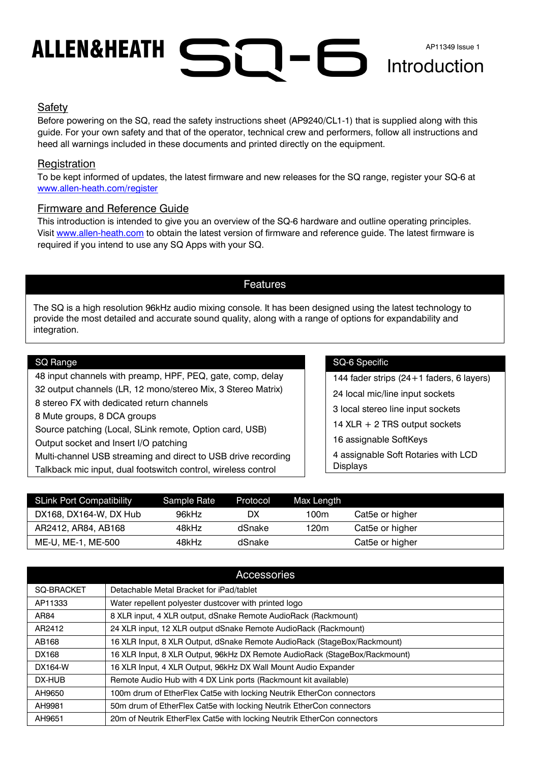# ALLEN&HEATH SQ-6 Introduction

AP11349 Issue 1

## Safety

Before powering on the SQ, read the safety instructions sheet (AP9240/CL1-1) that is supplied along with this guide. For your own safety and that of the operator, technical crew and performers, follow all instructions and heed all warnings included in these documents and printed directly on the equipment.

## Registration

To be kept informed of updates, the latest firmware and new releases for the SQ range, register your SQ-6 at www.allen-heath.com/register

## Firmware and Reference Guide

This introduction is intended to give you an overview of the SQ-6 hardware and outline operating principles. Visit www.allen-heath.com to obtain the latest version of firmware and reference guide. The latest firmware is required if you intend to use any SQ Apps with your SQ.

## Features

The SQ is a high resolution 96kHz audio mixing console. It has been designed using the latest technology to provide the most detailed and accurate sound quality, along with a range of options for expandability and integration.

| SQ Range |
|---|
| 48 input channels with preamp, HPF, PEQ, gate, comp, delay |
| 32 output channels (LR, 12 mono/stereo Mix, 3 Stereo Matrix) |
| 8 stereo FX with dedicated return channels |
| 8 Mute groups, 8 DCA groups |
| Source patching (Local, SLink remote, Option card, USB) |
| Output socket and Insert I/O patching |
| Multi-channel USB streaming and direct to USB drive recording |
| Talkback mic input, dual footswitch control, wireless control |

| SQ-6 Specific |
|---|
| 144 fader strips (24+1 faders, 6 layers) |
| 24 local mic/line input sockets |
| 3 local stereo line input sockets |
| 14 XLR + 2 TRS output sockets |
| 16 assignable SoftKeys |
| 4 assignable Soft Rotaries with LCD Displays |

| SLink Port Compatibility | Sample Rate | Protocol | Max Length | |
|---|---|---|---|---|
| DX168, DX164-W, DX Hub | 96kHz | DX | 100m | Cat5e or higher |
| AR2412, AR84, AB168 | 48kHz | dSnake | 120m | Cat5e or higher |
| ME-U, ME-1, ME-500 | 48kHz | dSnake | | Cat5e or higher |

| Accessories | |
|---|---|
| SQ-BRACKET | Detachable Metal Bracket for iPad/tablet |
| AP11333 | Water repellent polyester dustcover with printed logo |
| AR84 | 8 XLR input, 4 XLR output, dSnake Remote AudioRack (Rackmount) |
| AR2412 | 24 XLR input, 12 XLR output dSnake Remote AudioRack (Rackmount) |
| AB168 | 16 XLR Input, 8 XLR Output, dSnake Remote AudioRack (StageBox/Rackmount) |
| DX168 | 16 XLR Input, 8 XLR Output, 96kHz DX Remote AudioRack (StageBox/Rackmount) |
| DX164-W | 16 XLR Input, 4 XLR Output, 96kHz DX Wall Mount Audio Expander |
| DX-HUB | Remote Audio Hub with 4 DX Link ports (Rackmount kit available) |
| AH9650 | 100m drum of EtherFlex Cat5e with locking Neutrik EtherCon connectors |
| AH9981 | 50m drum of EtherFlex Cat5e with locking Neutrik EtherCon connectors |
| AH9651 | 20m of Neutrik EtherFlex Cat5e with locking Neutrik EtherCon connectors |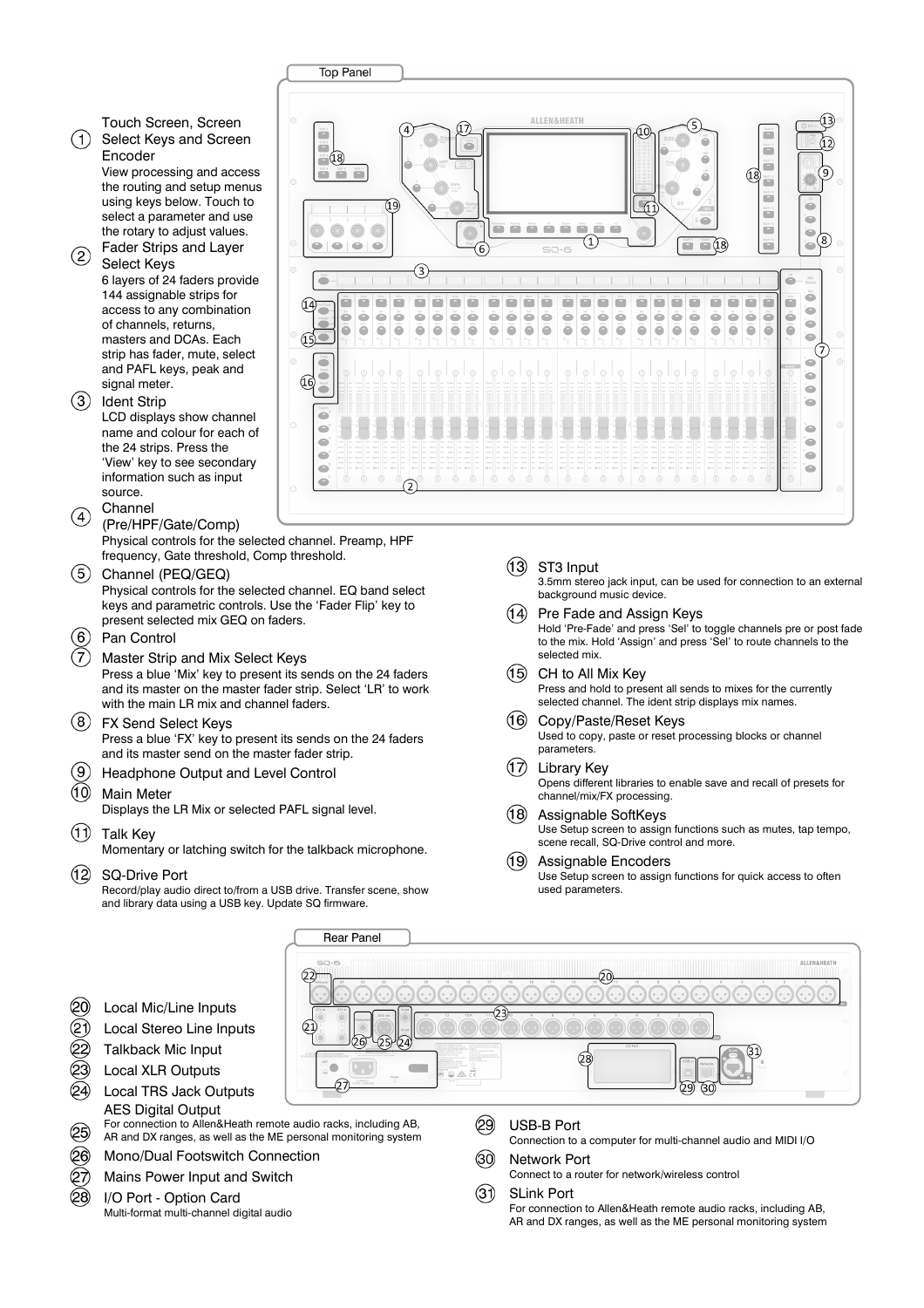## Top Panel

1. **Touch Screen, Screen Select Keys and Screen Encoder**
   View processing and access the routing and setup menus using keys below. Touch to select a parameter and use the rotary to adjust values.

2. **Fader Strips and Layer Select Keys**
   6 layers of 24 faders provide 144 assignable strips for access to any combination of channels, returns, masters and DCAs. Each strip has fader, mute, select and PAFL keys, peak and signal meter.

3. **Ident Strip**
   LCD displays show channel name and colour for each of the 24 strips. Press the 'View' key to see secondary information such as input source.

4. **Channel (Pre/HPF/Gate/Comp)**
   Physical controls for the selected channel. Preamp, HPF frequency, Gate threshold, Comp threshold.

5. **Channel (PEQ/GEQ)**
   Physical controls for the selected channel. EQ band select keys and parametric controls. Use the 'Fader Flip' key to present selected mix GEQ on faders.

6. **Pan Control**

7. **Master Strip and Mix Select Keys**
   Press a blue 'Mix' key to present its sends on the 24 faders and its master on the master fader strip. Select 'LR' to work with the main LR mix and channel faders.

8. **FX Send Select Keys**
   Press a blue 'FX' key to present its sends on the 24 faders and its master send on the master fader strip.

9. **Headphone Output and Level Control**

10. **Main Meter**
    Displays the LR Mix or selected PAFL signal level.

11. **Talk Key**
    Momentary or latching switch for the talkback microphone.

12. **SQ-Drive Port**
    Record/play audio direct to/from a USB drive. Transfer scene, show and library data using a USB key. Update SQ firmware.

13. **ST3 Input**
    3.5mm stereo jack input, can be used for connection to an external background music device.

14. **Pre Fade and Assign Keys**
    Hold 'Pre-Fade' and press 'Sel' to toggle channels pre or post fade to the mix. Hold 'Assign' and press 'Sel' to route channels to the selected mix.

15. **CH to All Mix Key**
    Press and hold to present all sends to mixes for the currently selected channel. The ident strip displays mix names.

16. **Copy/Paste/Reset Keys**
    Used to copy, paste or reset processing blocks or channel parameters.

17. **Library Key**
    Opens different libraries to enable save and recall of presets for channel/mix/FX processing.

18. **Assignable SoftKeys**
    Use Setup screen to assign functions such as mutes, tap tempo, scene recall, SQ-Drive control and more.

19. **Assignable Encoders**
    Use Setup screen to assign functions for quick access to often used parameters.

## Rear Panel

20. **Local Mic/Line Inputs**
21. **Local Stereo Line Inputs**
22. **Talkback Mic Input**
23. **Local XLR Outputs**
24. **Local TRS Jack Outputs**
25. **AES Digital Output**
    For connection to Allen&Heath remote audio racks, including AB, AR and DX ranges, as well as the ME personal monitoring system
26. **Mono/Dual Footswitch Connection**
27. **Mains Power Input and Switch**
28. **I/O Port - Option Card**
    Multi-format multi-channel digital audio
29. **USB-B Port**
    Connection to a computer for multi-channel audio and MIDI I/O
30. **Network Port**
    Connect to a router for network/wireless control
31. **SLink Port**
    For connection to Allen&Heath remote audio racks, including AB, AR and DX ranges, as well as the ME personal monitoring system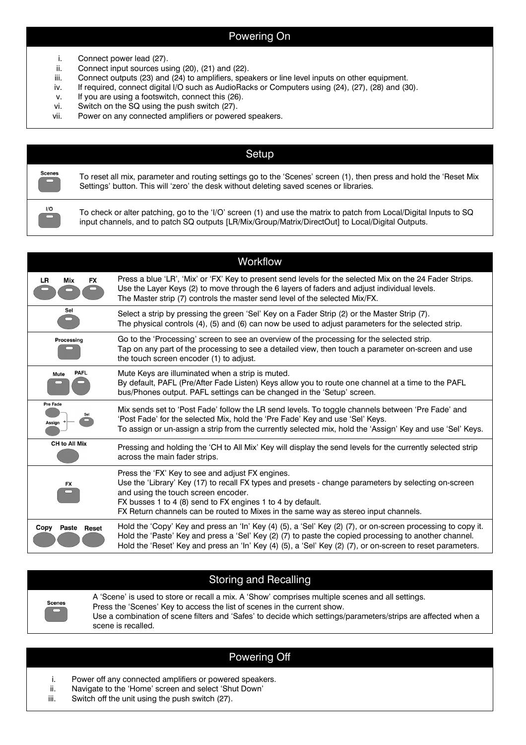## Powering On

i. Connect power lead (27).
ii. Connect input sources using (20), (21) and (22).
iii. Connect outputs (23) and (24) to amplifiers, speakers or line level inputs on other equipment.
iv. If required, connect digital I/O such as AudioRacks or Computers using (24), (27), (28) and (30).
v. If you are using a footswitch, connect this (26).
vi. Switch on the SQ using the push switch (27).
vii. Power on any connected amplifiers or powered speakers.

## Setup

| Key | Description |
| --- | --- |
| Scenes | To reset all mix, parameter and routing settings go to the 'Scenes' screen (1), then press and hold the 'Reset Mix Settings' button. This will 'zero' the desk without deleting saved scenes or libraries. |
| I/O | To check or alter patching, go to the 'I/O' screen (1) and use the matrix to patch from Local/Digital Inputs to SQ input channels, and to patch SQ outputs [LR/Mix/Group/Matrix/DirectOut] to Local/Digital Outputs. |

## Workflow

| Key | Description |
| --- | --- |
| LR / Mix / FX | Press a blue 'LR', 'Mix' or 'FX' Key to present send levels for the selected Mix on the 24 Fader Strips. Use the Layer Keys (2) to move through the 6 layers of faders and adjust individual levels. The Master strip (7) controls the master send level of the selected Mix/FX. |
| Sel | Select a strip by pressing the green 'Sel' Key on a Fader Strip (2) or the Master Strip (7). The physical controls (4), (5) and (6) can now be used to adjust parameters for the selected strip. |
| Processing | Go to the 'Processing' screen to see an overview of the processing for the selected strip. Tap on any part of the processing to see a detailed view, then touch a parameter on-screen and use the touch screen encoder (1) to adjust. |
| Mute / PAFL | Mute Keys are illuminated when a strip is muted. By default, PAFL (Pre/After Fade Listen) Keys allow you to route one channel at a time to the PAFL bus/Phones output. PAFL settings can be changed in the 'Setup' screen. |
| Pre Fade / Assign + Sel | Mix sends set to 'Post Fade' follow the LR send levels. To toggle channels between 'Pre Fade' and 'Post Fade' for the selected Mix, hold the 'Pre Fade' Key and use 'Sel' Keys. To assign or un-assign a strip from the currently selected mix, hold the 'Assign' Key and use 'Sel' Keys. |
| CH to All Mix | Pressing and holding the 'CH to All Mix' Key will display the send levels for the currently selected strip across the main fader strips. |
| FX | Press the 'FX' Key to see and adjust FX engines. Use the 'Library' Key (17) to recall FX types and presets - change parameters by selecting on-screen and using the touch screen encoder. FX busses 1 to 4 (8) send to FX engines 1 to 4 by default. FX Return channels can be routed to Mixes in the same way as stereo input channels. |
| Copy / Paste / Reset | Hold the 'Copy' Key and press an 'In' Key (4) (5), a 'Sel' Key (2) (7), or on-screen processing to copy it. Hold the 'Paste' Key and press a 'Sel' Key (2) (7) to paste the copied processing to another channel. Hold the 'Reset' Key and press an 'In' Key (4) (5), a 'Sel' Key (2) (7), or on-screen to reset parameters. |

## Storing and Recalling

| Key | Description |
| --- | --- |
| Scenes | A 'Scene' is used to store or recall a mix. A 'Show' comprises multiple scenes and all settings. Press the 'Scenes' Key to access the list of scenes in the current show. Use a combination of scene filters and 'Safes' to decide which settings/parameters/strips are affected when a scene is recalled. |

## Powering Off

i. Power off any connected amplifiers or powered speakers.
ii. Navigate to the 'Home' screen and select 'Shut Down'
iii. Switch off the unit using the push switch (27).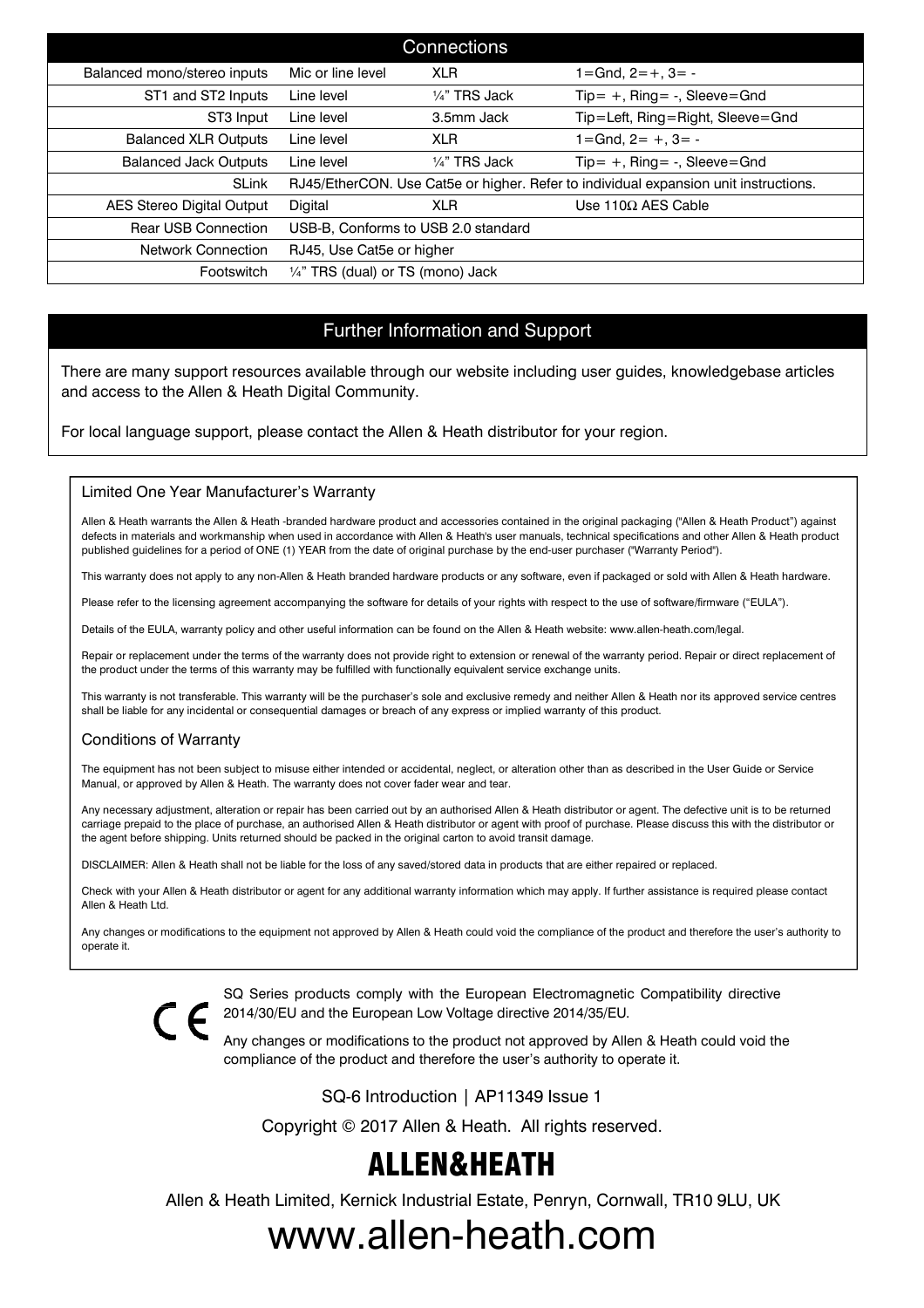## Connections

| | | | |
|---|---|---|---|
| Balanced mono/stereo inputs | Mic or line level | XLR | 1=Gnd, 2=+, 3= - |
| ST1 and ST2 Inputs | Line level | ¼" TRS Jack | Tip= +, Ring= -, Sleeve=Gnd |
| ST3 Input | Line level | 3.5mm Jack | Tip=Left, Ring=Right, Sleeve=Gnd |
| Balanced XLR Outputs | Line level | XLR | 1=Gnd, 2= +, 3= - |
| Balanced Jack Outputs | Line level | ¼" TRS Jack | Tip= +, Ring= -, Sleeve=Gnd |
| SLink | RJ45/EtherCON. Use Cat5e or higher. Refer to individual expansion unit instructions. | | |
| AES Stereo Digital Output | Digital | XLR | Use 110Ω AES Cable |
| Rear USB Connection | USB-B, Conforms to USB 2.0 standard | | |
| Network Connection | RJ45, Use Cat5e or higher | | |
| Footswitch | ¼" TRS (dual) or TS (mono) Jack | | |

## Further Information and Support

There are many support resources available through our website including user guides, knowledgebase articles and access to the Allen & Heath Digital Community.

For local language support, please contact the Allen & Heath distributor for your region.

### Limited One Year Manufacturer's Warranty

Allen & Heath warrants the Allen & Heath -branded hardware product and accessories contained in the original packaging ("Allen & Heath Product") against defects in materials and workmanship when used in accordance with Allen & Heath's user manuals, technical specifications and other Allen & Heath product published guidelines for a period of ONE (1) YEAR from the date of original purchase by the end-user purchaser ("Warranty Period").

This warranty does not apply to any non-Allen & Heath branded hardware products or any software, even if packaged or sold with Allen & Heath hardware.

Please refer to the licensing agreement accompanying the software for details of your rights with respect to the use of software/firmware ("EULA").

Details of the EULA, warranty policy and other useful information can be found on the Allen & Heath website: www.allen-heath.com/legal.

Repair or replacement under the terms of the warranty does not provide right to extension or renewal of the warranty period. Repair or direct replacement of the product under the terms of this warranty may be fulfilled with functionally equivalent service exchange units.

This warranty is not transferable. This warranty will be the purchaser's sole and exclusive remedy and neither Allen & Heath nor its approved service centres shall be liable for any incidental or consequential damages or breach of any express or implied warranty of this product.

### Conditions of Warranty

The equipment has not been subject to misuse either intended or accidental, neglect, or alteration other than as described in the User Guide or Service Manual, or approved by Allen & Heath. The warranty does not cover fader wear and tear.

Any necessary adjustment, alteration or repair has been carried out by an authorised Allen & Heath distributor or agent. The defective unit is to be returned carriage prepaid to the place of purchase, an authorised Allen & Heath distributor or agent with proof of purchase. Please discuss this with the distributor or the agent before shipping. Units returned should be packed in the original carton to avoid transit damage.

DISCLAIMER: Allen & Heath shall not be liable for the loss of any saved/stored data in products that are either repaired or replaced.

Check with your Allen & Heath distributor or agent for any additional warranty information which may apply. If further assistance is required please contact Allen & Heath Ltd.

Any changes or modifications to the equipment not approved by Allen & Heath could void the compliance of the product and therefore the user's authority to operate it.

CE

SQ Series products comply with the European Electromagnetic Compatibility directive 2014/30/EU and the European Low Voltage directive 2014/35/EU.

Any changes or modifications to the product not approved by Allen & Heath could void the compliance of the product and therefore the user's authority to operate it.

SQ-6 Introduction | AP11349 Issue 1

Copyright © 2017 Allen & Heath. All rights reserved.

**ALLEN&HEATH**

Allen & Heath Limited, Kernick Industrial Estate, Penryn, Cornwall, TR10 9LU, UK

www.allen-heath.com